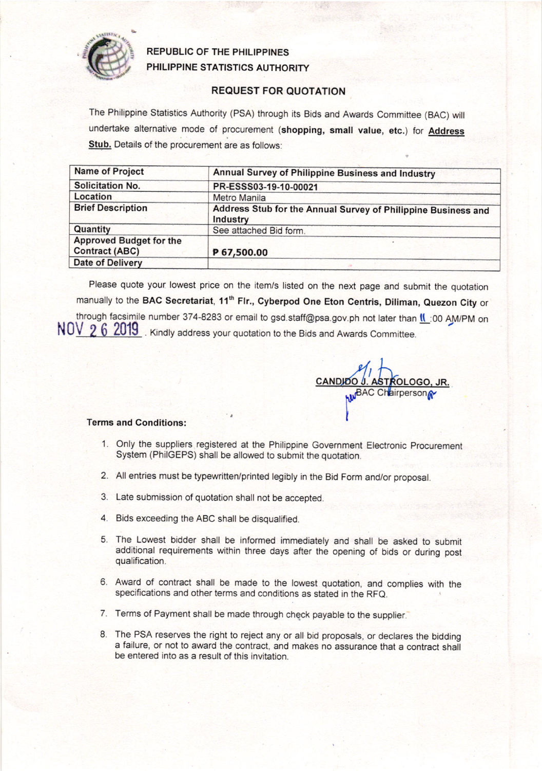REPUBLIC OF THE PHILIPPINES
PHILIPPINE STATISTICS AUTHORITY

## REQUEST FOR QUOTATION

The Philippine Statistics Authority (PSA) through its Bids and Awards Committee (BAC) will undertake alternative mode of procurement (**shopping, small value, etc.**) for **Address Stub.** Details of the procurement are as follows:

| Name of Project | Annual Survey of Philippine Business and Industry |
|---|---|
| Solicitation No. | PR-ESSS03-19-10-00021 |
| Location | Metro Manila |
| Brief Description | Address Stub for the Annual Survey of Philippine Business and Industry |
| Quantity | See attached Bid form. |
| Approved Budget for the Contract (ABC) | ₱ 67,500.00 |
| Date of Delivery | |

Please quote your lowest price on the item/s listed on the next page and submit the quotation manually to the **BAC Secretariat, 11th Flr., Cyberpod One Eton Centris, Diliman, Quezon City** or through facsimile number 374-8283 or email to gsd.staff@psa.gov.ph not later than 11:00 AM/PM on NOV 26 2019. Kindly address your quotation to the Bids and Awards Committee.

CANDIDO J. ASTROLOGO, JR.
BAC Chairperson

**Terms and Conditions:**

1. Only the suppliers registered at the Philippine Government Electronic Procurement System (PhilGEPS) shall be allowed to submit the quotation.
2. All entries must be typewritten/printed legibly in the Bid Form and/or proposal.
3. Late submission of quotation shall not be accepted.
4. Bids exceeding the ABC shall be disqualified.
5. The Lowest bidder shall be informed immediately and shall be asked to submit additional requirements within three days after the opening of bids or during post qualification.
6. Award of contract shall be made to the lowest quotation, and complies with the specifications and other terms and conditions as stated in the RFQ.
7. Terms of Payment shall be made through check payable to the supplier.
8. The PSA reserves the right to reject any or all bid proposals, or declares the bidding a failure, or not to award the contract, and makes no assurance that a contract shall be entered into as a result of this invitation.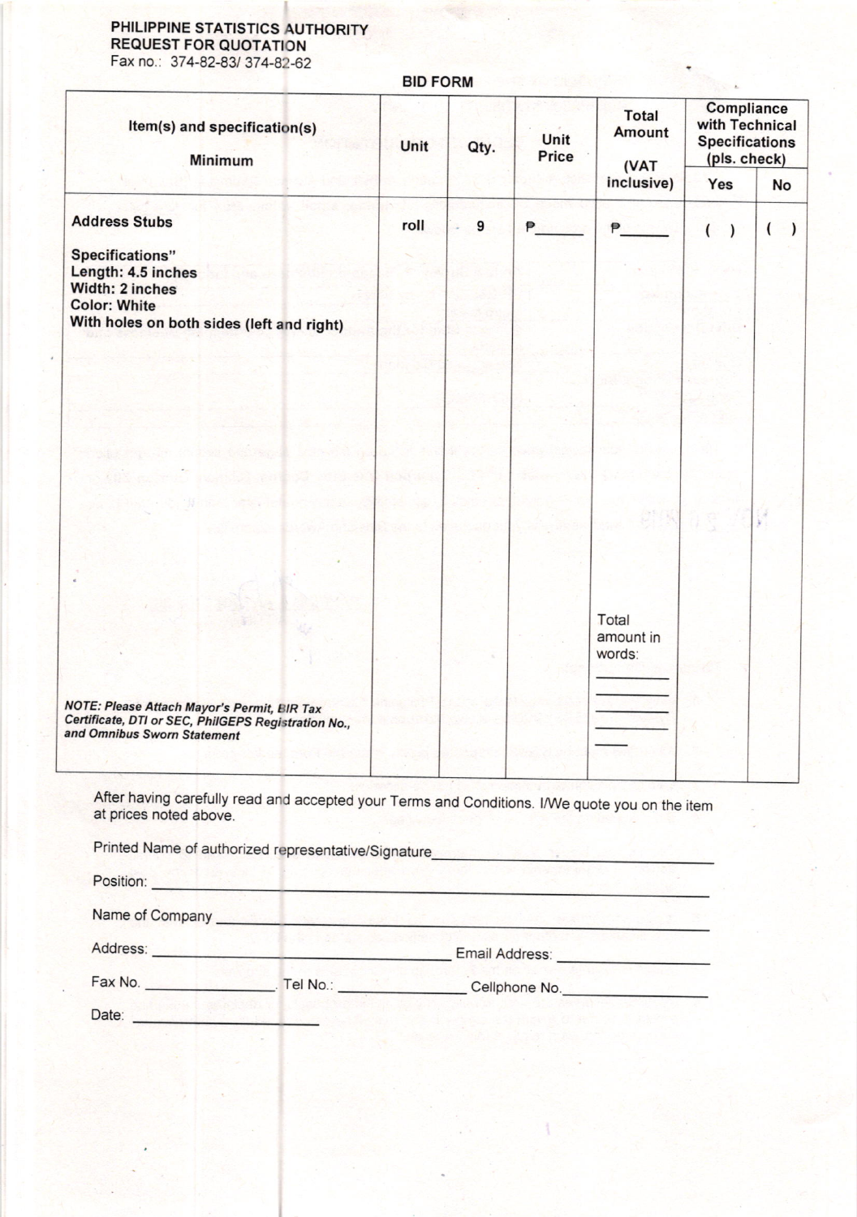PHILIPPINE STATISTICS AUTHORITY
REQUEST FOR QUOTATION
Fax no.: 374-82-83/ 374-82-62

BID FORM

| Item(s) and specification(s) Minimum | Unit | Qty. | Unit Price | Total Amount (VAT inclusive) | Compliance with Technical Specifications (pls. check) | |
|---|---|---|---|---|---|---|
| | | | | | Yes | No |
| **Address Stubs**<br><br>**Specifications"**<br>**Length: 4.5 inches**<br>**Width: 2 inches**<br>**Color: White**<br>**With holes on both sides (left and right)** | roll | 9 | ₱______ | ₱______ | ( ) | ( ) |
| ***NOTE: Please Attach Mayor's Permit, BIR Tax Certificate, DTI or SEC, PhilGEPS Registration No., and Omnibus Sworn Statement*** | | | | Total amount in words: ________ ________ ________ ________ | | |

After having carefully read and accepted your Terms and Conditions. I/We quote you on the item at prices noted above.

Printed Name of authorized representative/Signature________________________

Position: ________________________

Name of Company ________________________

Address: ________________________ Email Address: ________________

Fax No. ______________ Tel No.: ______________ Cellphone No.________________

Date: ________________